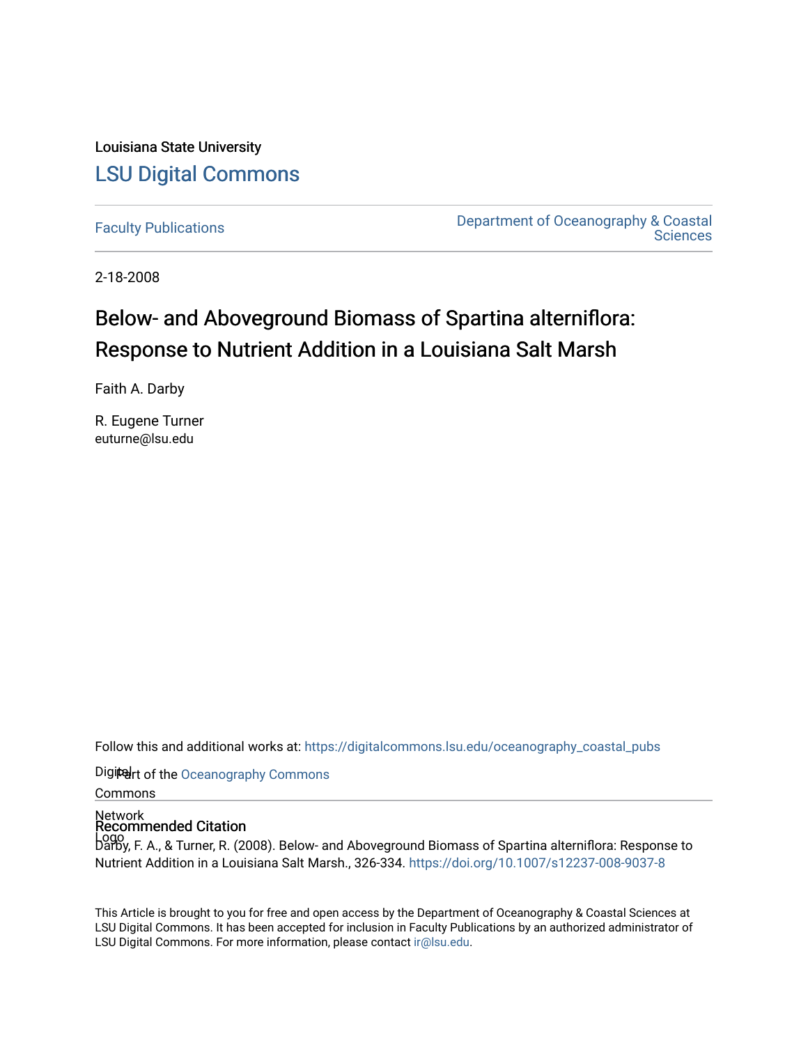Louisiana State University

## LSU Digital Commons

Faculty Publications

Department of Oceanography & Coastal Sciences

2-18-2008

# Below- and Aboveground Biomass of Spartina alterniflora: Response to Nutrient Addition in a Louisiana Salt Marsh

Faith A. Darby

R. Eugene Turner
euturne@lsu.edu

Follow this and additional works at: https://digitalcommons.lsu.edu/oceanography_coastal_pubs

Part of the Oceanography Commons

### Recommended Citation

Darby, F. A., & Turner, R. (2008). Below- and Aboveground Biomass of Spartina alterniflora: Response to Nutrient Addition in a Louisiana Salt Marsh., 326-334. https://doi.org/10.1007/s12237-008-9037-8

This Article is brought to you for free and open access by the Department of Oceanography & Coastal Sciences at LSU Digital Commons. It has been accepted for inclusion in Faculty Publications by an authorized administrator of LSU Digital Commons. For more information, please contact ir@lsu.edu.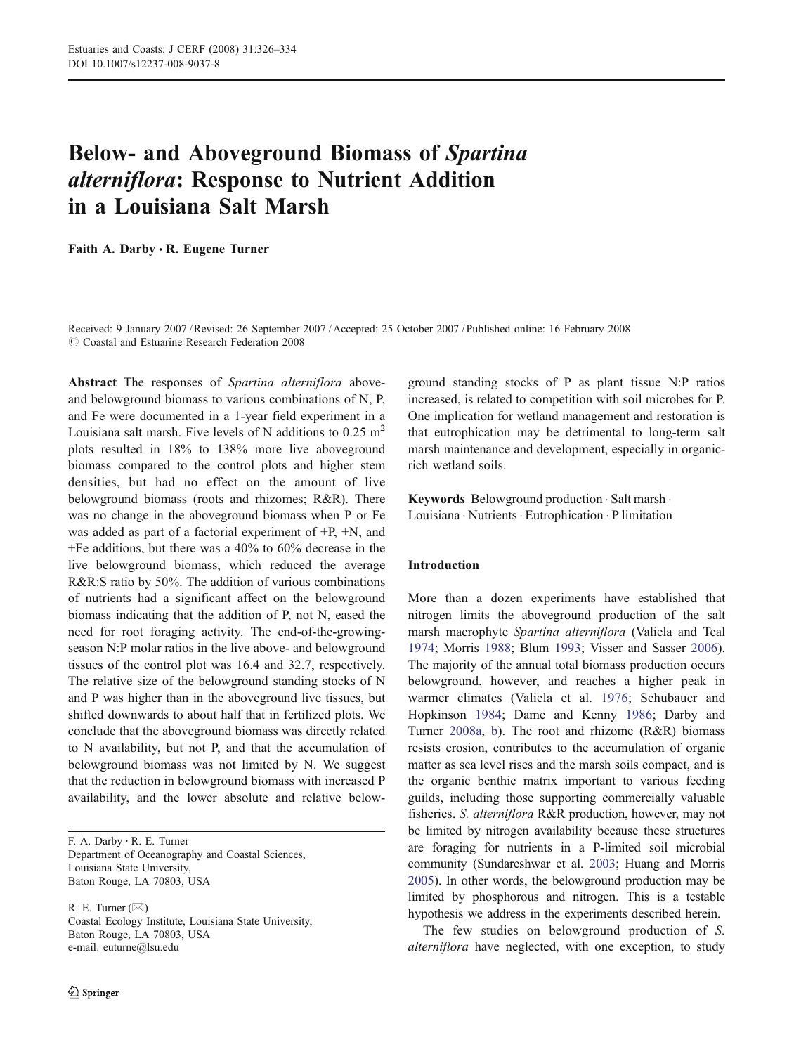# Below- and Aboveground Biomass of *Spartina alterniflora*: Response to Nutrient Addition in a Louisiana Salt Marsh

**Faith A. Darby · R. Eugene Turner**

Received: 9 January 2007 / Revised: 26 September 2007 / Accepted: 25 October 2007 / Published online: 16 February 2008
© Coastal and Estuarine Research Federation 2008

**Abstract** The responses of *Spartina alterniflora* above- and belowground biomass to various combinations of N, P, and Fe were documented in a 1-year field experiment in a Louisiana salt marsh. Five levels of N additions to 0.25 $m^2$ plots resulted in 18% to 138% more live aboveground biomass compared to the control plots and higher stem densities, but had no effect on the amount of live belowground biomass (roots and rhizomes; R&R). There was no change in the aboveground biomass when P or Fe was added as part of a factorial experiment of +P, +N, and +Fe additions, but there was a 40% to 60% decrease in the live belowground biomass, which reduced the average R&R:S ratio by 50%. The addition of various combinations of nutrients had a significant affect on the belowground biomass indicating that the addition of P, not N, eased the need for root foraging activity. The end-of-the-growing-season N:P molar ratios in the live above- and belowground tissues of the control plot was 16.4 and 32.7, respectively. The relative size of the belowground standing stocks of N and P was higher than in the aboveground live tissues, but shifted downwards to about half that in fertilized plots. We conclude that the aboveground biomass was directly related to N availability, but not P, and that the accumulation of belowground biomass was not limited by N. We suggest that the reduction in belowground biomass with increased P availability, and the lower absolute and relative belowground standing stocks of P as plant tissue N:P ratios increased, is related to competition with soil microbes for P. One implication for wetland management and restoration is that eutrophication may be detrimental to long-term salt marsh maintenance and development, especially in organic-rich wetland soils.

**Keywords** Belowground production · Salt marsh · Louisiana · Nutrients · Eutrophication · P limitation

F. A. Darby · R. E. Turner
Department of Oceanography and Coastal Sciences,
Louisiana State University,
Baton Rouge, LA 70803, USA

R. E. Turner (✉)
Coastal Ecology Institute, Louisiana State University,
Baton Rouge, LA 70803, USA
e-mail: euturne@lsu.edu

## Introduction

More than a dozen experiments have established that nitrogen limits the aboveground production of the salt marsh macrophyte *Spartina alterniflora* (Valiela and Teal 1974; Morris 1988; Blum 1993; Visser and Sasser 2006). The majority of the annual total biomass production occurs belowground, however, and reaches a higher peak in warmer climates (Valiela et al. 1976; Schubauer and Hopkinson 1984; Dame and Kenny 1986; Darby and Turner 2008a, b). The root and rhizome (R&R) biomass resists erosion, contributes to the accumulation of organic matter as sea level rises and the marsh soils compact, and is the organic benthic matrix important to various feeding guilds, including those supporting commercially valuable fisheries. *S. alterniflora* R&R production, however, may not be limited by nitrogen availability because these structures are foraging for nutrients in a P-limited soil microbial community (Sundareshwar et al. 2003; Huang and Morris 2005). In other words, the belowground production may be limited by phosphorous and nitrogen. This is a testable hypothesis we address in the experiments described herein.

The few studies on belowground production of *S. alterniflora* have neglected, with one exception, to study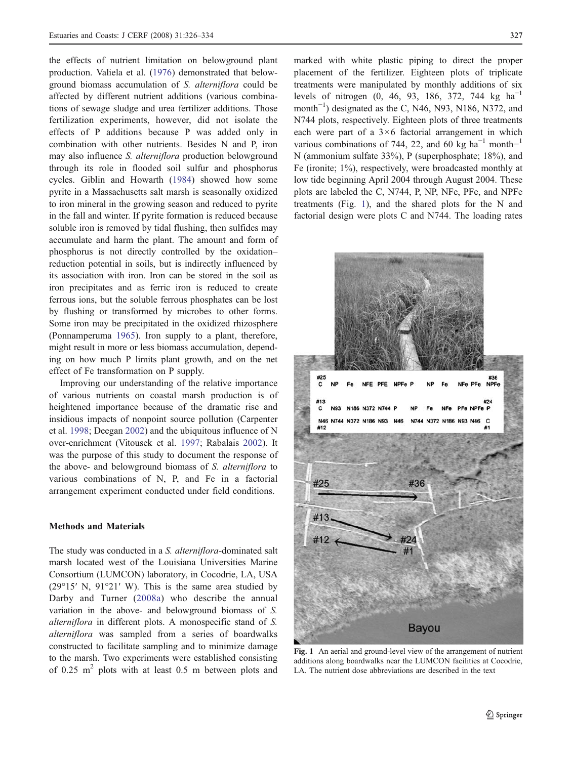the effects of nutrient limitation on belowground plant production. Valiela et al. (1976) demonstrated that belowground biomass accumulation of *S. alterniflora* could be affected by different nutrient additions (various combinations of sewage sludge and urea fertilizer additions. Those fertilization experiments, however, did not isolate the effects of P additions because P was added only in combination with other nutrients. Besides N and P, iron may also influence *S. alterniflora* production belowground through its role in flooded soil sulfur and phosphorus cycles. Giblin and Howarth (1984) showed how some pyrite in a Massachusetts salt marsh is seasonally oxidized to iron mineral in the growing season and reduced to pyrite in the fall and winter. If pyrite formation is reduced because soluble iron is removed by tidal flushing, then sulfides may accumulate and harm the plant. The amount and form of phosphorus is not directly controlled by the oxidation–reduction potential in soils, but is indirectly influenced by its association with iron. Iron can be stored in the soil as iron precipitates and as ferric iron is reduced to create ferrous ions, but the soluble ferrous phosphates can be lost by flushing or transformed by microbes to other forms. Some iron may be precipitated in the oxidized rhizosphere (Ponnamperuma 1965). Iron supply to a plant, therefore, might result in more or less biomass accumulation, depending on how much P limits plant growth, and on the net effect of Fe transformation on P supply.

Improving our understanding of the relative importance of various nutrients on coastal marsh production is of heightened importance because of the dramatic rise and insidious impacts of nonpoint source pollution (Carpenter et al. 1998; Deegan 2002) and the ubiquitous influence of N over-enrichment (Vitousek et al. 1997; Rabalais 2002). It was the purpose of this study to document the response of the above- and belowground biomass of *S. alterniflora* to various combinations of N, P, and Fe in a factorial arrangement experiment conducted under field conditions.

## Methods and Materials

The study was conducted in a *S. alterniflora*-dominated salt marsh located west of the Louisiana Universities Marine Consortium (LUMCON) laboratory, in Cocodrie, LA, USA (29°15′ N, 91°21′ W). This is the same area studied by Darby and Turner (2008a) who describe the annual variation in the above- and belowground biomass of *S. alterniflora* in different plots. A monospecific stand of *S. alterniflora* was sampled from a series of boardwalks constructed to facilitate sampling and to minimize damage to the marsh. Two experiments were established consisting of 0.25 $m^2$ plots with at least 0.5 m between plots and marked with white plastic piping to direct the proper placement of the fertilizer. Eighteen plots of triplicate treatments were manipulated by monthly additions of six levels of nitrogen (0, 46, 93, 186, 372, 744 kg $ha^{-1}$ $month^{-1}$) designated as the C, N46, N93, N186, N372, and N744 plots, respectively. Eighteen plots of three treatments each were part of a 3×6 factorial arrangement in which various combinations of 744, 22, and 60 kg $ha^{-1}$ month−1 N (ammonium sulfate 33%), P (superphosphate; 18%), and Fe (ironite; 1%), respectively, were broadcasted monthly at low tide beginning April 2004 through August 2004. These plots are labeled the C, N744, P, NP, NFe, PFe, and NPFe treatments (Fig. 1), and the shared plots for the N and factorial design were plots C and N744. The loading rates

Fig. 1 An aerial and ground-level view of the arrangement of nutrient additions along boardwalks near the LUMCON facilities at Cocodrie, LA. The nutrient dose abbreviations are described in the text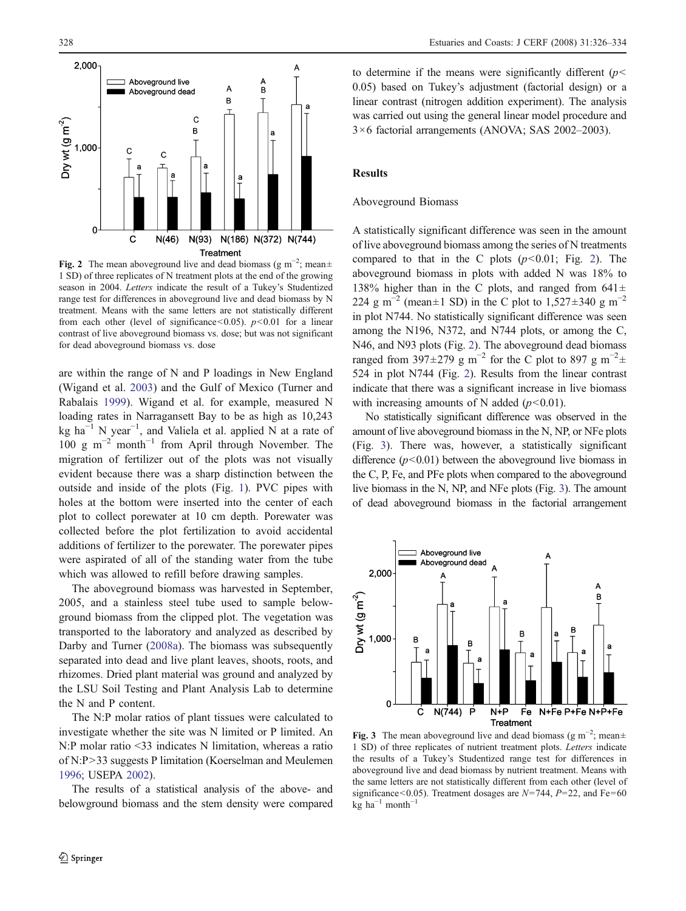Fig. 2 The mean aboveground live and dead biomass (g m$^{-2}$; mean± 1 SD) of three replicates of N treatment plots at the end of the growing season in 2004. *Letters* indicate the result of a Tukey's Studentized range test for differences in aboveground live and dead biomass by N treatment. Means with the same letters are not statistically different from each other (level of significance<0.05). $p<0.01$ for a linear contrast of live aboveground biomass vs. dose; but was not significant for dead aboveground biomass vs. dose

are within the range of N and P loadings in New England (Wigand et al. 2003) and the Gulf of Mexico (Turner and Rabalais 1999). Wigand et al. for example, measured N loading rates in Narragansett Bay to be as high as 10,243 kg ha$^{-1}$ N year$^{-1}$, and Valiela et al. applied N at a rate of 100 g m$^{-2}$ month$^{-1}$ from April through November. The migration of fertilizer out of the plots was not visually evident because there was a sharp distinction between the outside and inside of the plots (Fig. 1). PVC pipes with holes at the bottom were inserted into the center of each plot to collect porewater at 10 cm depth. Porewater was collected before the plot fertilization to avoid accidental additions of fertilizer to the porewater. The porewater pipes were aspirated of all of the standing water from the tube which was allowed to refill before drawing samples.

The aboveground biomass was harvested in September, 2005, and a stainless steel tube used to sample belowground biomass from the clipped plot. The vegetation was transported to the laboratory and analyzed as described by Darby and Turner (2008a). The biomass was subsequently separated into dead and live plant leaves, shoots, roots, and rhizomes. Dried plant material was ground and analyzed by the LSU Soil Testing and Plant Analysis Lab to determine the N and P content.

The N:P molar ratios of plant tissues were calculated to investigate whether the site was N limited or P limited. An N:P molar ratio <33 indicates N limitation, whereas a ratio of N:P>33 suggests P limitation (Koerselman and Meulemen 1996; USEPA 2002).

The results of a statistical analysis of the above- and belowground biomass and the stem density were compared to determine if the means were significantly different ($p<0.05$) based on Tukey's adjustment (factorial design) or a linear contrast (nitrogen addition experiment). The analysis was carried out using the general linear model procedure and 3×6 factorial arrangements (ANOVA; SAS 2002–2003).

## Results

### Aboveground Biomass

A statistically significant difference was seen in the amount of live aboveground biomass among the series of N treatments compared to that in the C plots ($p<0.01$; Fig. 2). The aboveground biomass in plots with added N was 18% to 138% higher than in the C plots, and ranged from 641± 224 g m$^{-2}$ (mean±1 SD) in the C plot to 1,527±340 g m$^{-2}$ in plot N744. No statistically significant difference was seen among the N196, N372, and N744 plots, or among the C, N46, and N93 plots (Fig. 2). The aboveground dead biomass ranged from 397±279 g m$^{-2}$ for the C plot to 897 g m$^{-2}$± 524 in plot N744 (Fig. 2). Results from the linear contrast indicate that there was a significant increase in live biomass with increasing amounts of N added ($p<0.01$).

No statistically significant difference was observed in the amount of live aboveground biomass in the N, NP, or NFe plots (Fig. 3). There was, however, a statistically significant difference ($p<0.01$) between the aboveground live biomass in the C, P, Fe, and PFe plots when compared to the aboveground live biomass in the N, NP, and NFe plots (Fig. 3). The amount of dead aboveground biomass in the factorial arrangement

Fig. 3 The mean aboveground live and dead biomass (g m$^{-2}$; mean± 1 SD) of three replicates of nutrient treatment plots. *Letters* indicate the results of a Tukey's Studentized range test for differences in aboveground live and dead biomass by nutrient treatment. Means with the same letters are not statistically different from each other (level of significance<0.05). Treatment dosages are $N=744$, $P=22$, and $Fe=60$ kg ha$^{-1}$ month$^{-1}$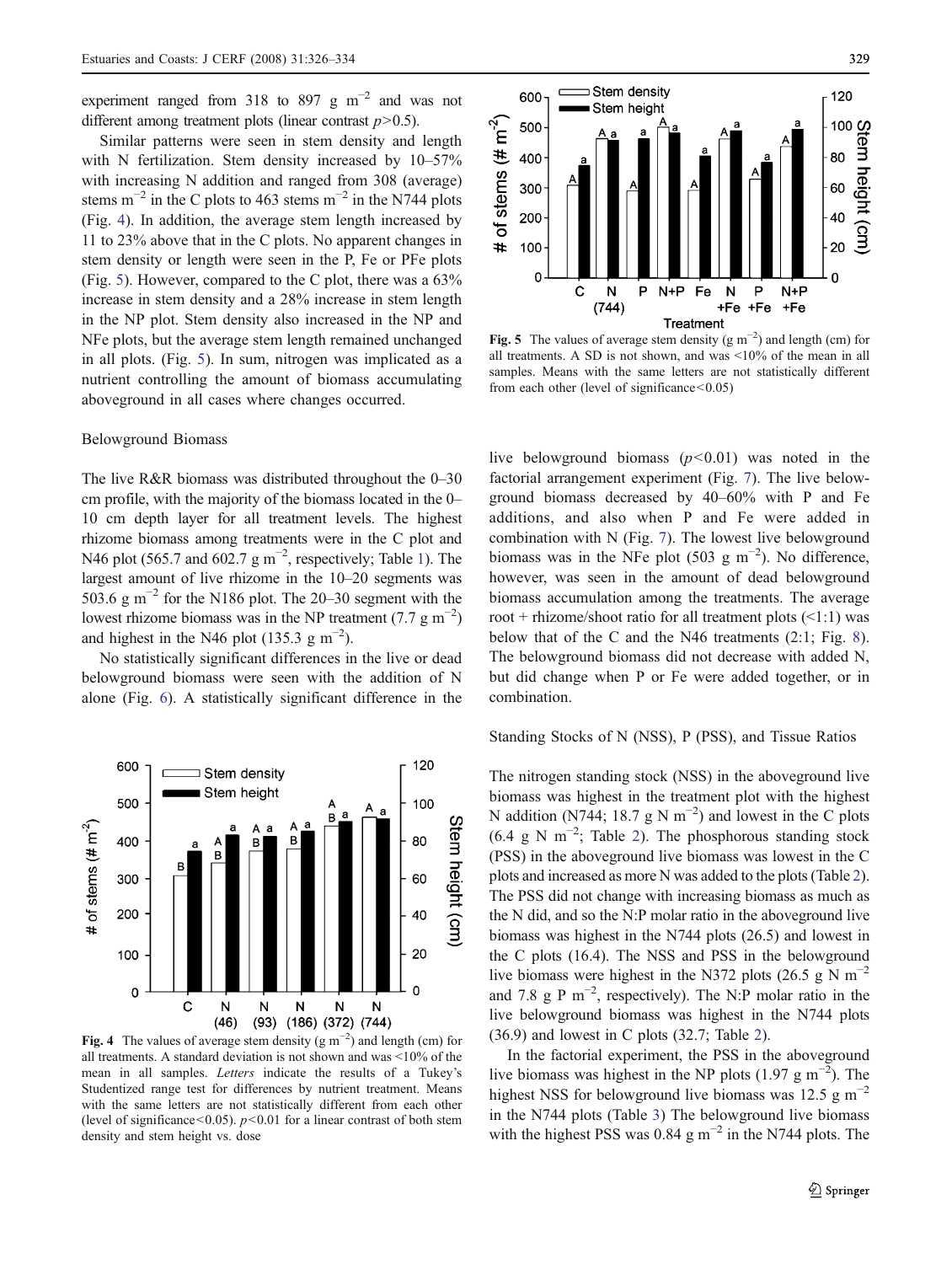experiment ranged from 318 to 897 g m$^{-2}$ and was not different among treatment plots (linear contrast $p>0.5$).

Similar patterns were seen in stem density and length with N fertilization. Stem density increased by 10–57% with increasing N addition and ranged from 308 (average) stems m$^{-2}$ in the C plots to 463 stems m$^{-2}$ in the N744 plots (Fig. 4). In addition, the average stem length increased by 11 to 23% above that in the C plots. No apparent changes in stem density or length were seen in the P, Fe or PFe plots (Fig. 5). However, compared to the C plot, there was a 63% increase in stem density and a 28% increase in stem length in the NP plot. Stem density also increased in the NP and NFe plots, but the average stem length remained unchanged in all plots. (Fig. 5). In sum, nitrogen was implicated as a nutrient controlling the amount of biomass accumulating aboveground in all cases where changes occurred.

Fig. 4 The values of average stem density (g m$^{-2}$) and length (cm) for all treatments. A standard deviation is not shown and was <10% of the mean in all samples. *Letters* indicate the results of a Tukey's Studentized range test for differences by nutrient treatment. Means with the same letters are not statistically different from each other (level of significance<0.05). $p<0.01$ for a linear contrast of both stem density and stem height vs. dose

Fig. 5 The values of average stem density (g m$^{-2}$) and length (cm) for all treatments. A SD is not shown, and was <10% of the mean in all samples. Means with the same letters are not statistically different from each other (level of significance<0.05)

## Belowground Biomass

The live R&R biomass was distributed throughout the 0–30 cm profile, with the majority of the biomass located in the 0–10 cm depth layer for all treatment levels. The highest rhizome biomass among treatments were in the C plot and N46 plot (565.7 and 602.7 g m$^{-2}$, respectively; Table 1). The largest amount of live rhizome in the 10–20 segments was 503.6 g m$^{-2}$ for the N186 plot. The 20–30 segment with the lowest rhizome biomass was in the NP treatment (7.7 g m$^{-2}$) and highest in the N46 plot (135.3 g m$^{-2}$).

No statistically significant differences in the live or dead belowground biomass were seen with the addition of N alone (Fig. 6). A statistically significant difference in the live belowground biomass ($p<0.01$) was noted in the factorial arrangement experiment (Fig. 7). The live belowground biomass decreased by 40–60% with P and Fe additions, and also when P and Fe were added in combination with N (Fig. 7). The lowest live belowground biomass was in the NFe plot (503 g m$^{-2}$). No difference, however, was seen in the amount of dead belowground biomass accumulation among the treatments. The average root + rhizome/shoot ratio for all treatment plots (<1:1) was below that of the C and the N46 treatments (2:1; Fig. 8). The belowground biomass did not decrease with added N, but did change when P or Fe were added together, or in combination.

## Standing Stocks of N (NSS), P (PSS), and Tissue Ratios

The nitrogen standing stock (NSS) in the aboveground live biomass was highest in the treatment plot with the highest N addition (N744; 18.7 g N m$^{-2}$) and lowest in the C plots (6.4 g N m$^{-2}$; Table 2). The phosphorous standing stock (PSS) in the aboveground live biomass was lowest in the C plots and increased as more N was added to the plots (Table 2). The PSS did not change with increasing biomass as much as the N did, and so the N:P molar ratio in the aboveground live biomass was highest in the N744 plots (26.5) and lowest in the C plots (16.4). The NSS and PSS in the belowground live biomass were highest in the N372 plots (26.5 g N m$^{-2}$ and 7.8 g P m$^{-2}$, respectively). The N:P molar ratio in the live belowground biomass was highest in the N744 plots (36.9) and lowest in C plots (32.7; Table 2).

In the factorial experiment, the PSS in the aboveground live biomass was highest in the NP plots (1.97 g m$^{-2}$). The highest NSS for belowground live biomass was 12.5 g m$^{-2}$ in the N744 plots (Table 3) The belowground live biomass with the highest PSS was 0.84 g m$^{-2}$ in the N744 plots. The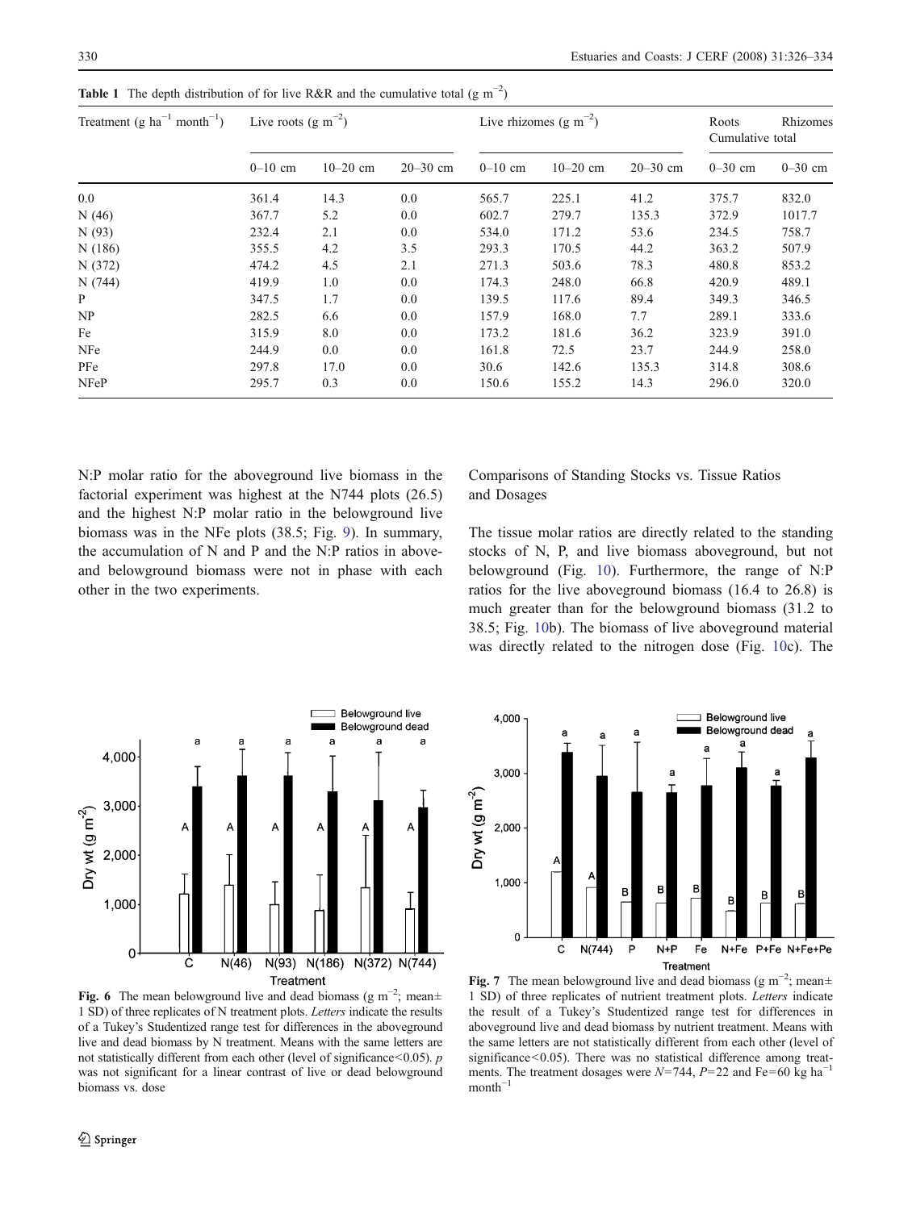**Table 1** The depth distribution of for live R&R and the cumulative total (g $m^{-2}$)

| Treatment (g $ha^{-1}$ $month^{-1}$) | Live roots (g $m^{-2}$) | | | Live rhizomes (g $m^{-2}$) | | | Roots Cumulative total | Rhizomes |
|---|---|---|---|---|---|---|---|---|
| | 0–10 cm | 10–20 cm | 20–30 cm | 0–10 cm | 10–20 cm | 20–30 cm | 0–30 cm | 0–30 cm |
| 0.0 | 361.4 | 14.3 | 0.0 | 565.7 | 225.1 | 41.2 | 375.7 | 832.0 |
| N (46) | 367.7 | 5.2 | 0.0 | 602.7 | 279.7 | 135.3 | 372.9 | 1017.7 |
| N (93) | 232.4 | 2.1 | 0.0 | 534.0 | 171.2 | 53.6 | 234.5 | 758.7 |
| N (186) | 355.5 | 4.2 | 3.5 | 293.3 | 170.5 | 44.2 | 363.2 | 507.9 |
| N (372) | 474.2 | 4.5 | 2.1 | 271.3 | 503.6 | 78.3 | 480.8 | 853.2 |
| N (744) | 419.9 | 1.0 | 0.0 | 174.3 | 248.0 | 66.8 | 420.9 | 489.1 |
| P | 347.5 | 1.7 | 0.0 | 139.5 | 117.6 | 89.4 | 349.3 | 346.5 |
| NP | 282.5 | 6.6 | 0.0 | 157.9 | 168.0 | 7.7 | 289.1 | 333.6 |
| Fe | 315.9 | 8.0 | 0.0 | 173.2 | 181.6 | 36.2 | 323.9 | 391.0 |
| NFe | 244.9 | 0.0 | 0.0 | 161.8 | 72.5 | 23.7 | 244.9 | 258.0 |
| PFe | 297.8 | 17.0 | 0.0 | 30.6 | 142.6 | 135.3 | 314.8 | 308.6 |
| NFeP | 295.7 | 0.3 | 0.0 | 150.6 | 155.2 | 14.3 | 296.0 | 320.0 |

N:P molar ratio for the aboveground live biomass in the factorial experiment was highest at the N744 plots (26.5) and the highest N:P molar ratio in the belowground live biomass was in the NFe plots (38.5; Fig. 9). In summary, the accumulation of N and P and the N:P ratios in above- and belowground biomass were not in phase with each other in the two experiments.

## Comparisons of Standing Stocks vs. Tissue Ratios and Dosages

The tissue molar ratios are directly related to the standing stocks of N, P, and live biomass aboveground, but not belowground (Fig. 10). Furthermore, the range of N:P ratios for the live aboveground biomass (16.4 to 26.8) is much greater than for the belowground biomass (31.2 to 38.5; Fig. 10b). The biomass of live aboveground material was directly related to the nitrogen dose (Fig. 10c). The

**Fig. 6** The mean belowground live and dead biomass (g $m^{-2}$; mean± 1 SD) of three replicates of N treatment plots. *Letters* indicate the results of a Tukey's Studentized range test for differences in the aboveground live and dead biomass by N treatment. Means with the same letters are not statistically different from each other (level of significance<0.05). *p* was not significant for a linear contrast of live or dead belowground biomass vs. dose

**Fig. 7** The mean belowground live and dead biomass (g $m^{-2}$; mean± 1 SD) of three replicates of nutrient treatment plots. *Letters* indicate the result of a Tukey's Studentized range test for differences in aboveground live and dead biomass by nutrient treatment. Means with the same letters are not statistically different from each other (level of significance<0.05). There was no statistical difference among treatments. The treatment dosages were $N$=744, $P$=22 and Fe=60 kg $ha^{-1}$ $month^{-1}$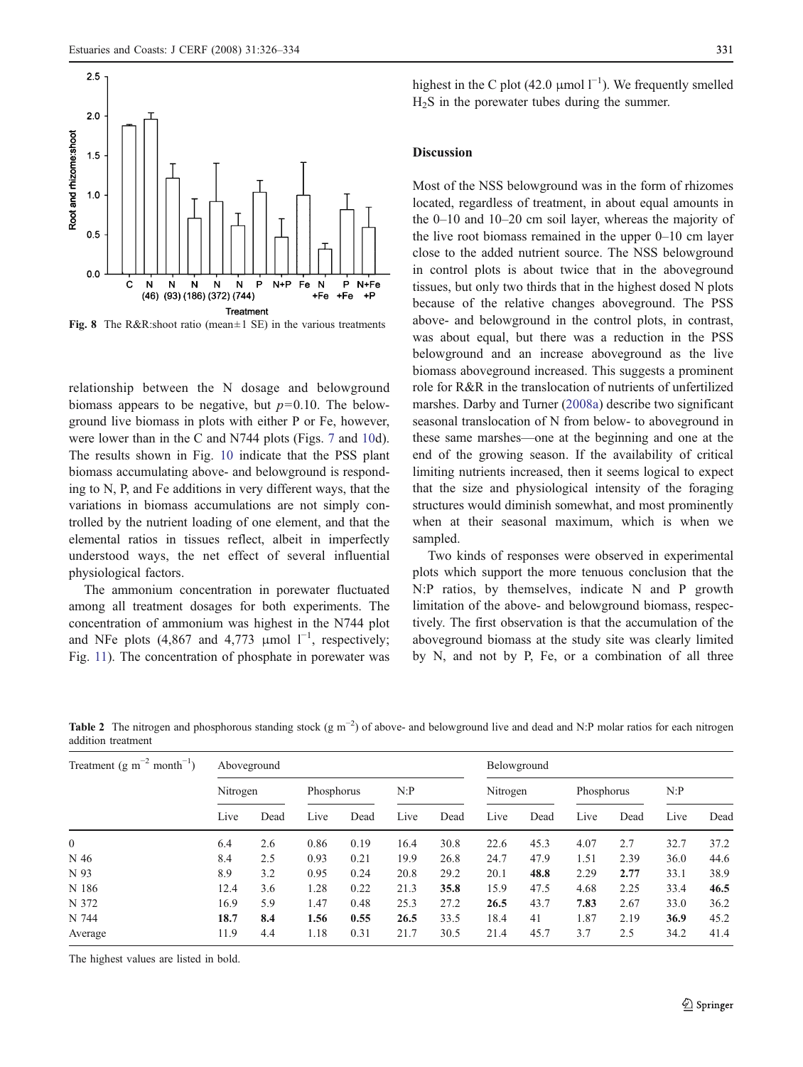Fig. 8 The R&R:shoot ratio (mean±1 SE) in the various treatments

relationship between the N dosage and belowground biomass appears to be negative, but $p=0.10$. The belowground live biomass in plots with either P or Fe, however, were lower than in the C and N744 plots (Figs. 7 and 10d). The results shown in Fig. 10 indicate that the PSS plant biomass accumulating above- and belowground is responding to N, P, and Fe additions in very different ways, that the variations in biomass accumulations are not simply controlled by the nutrient loading of one element, and that the elemental ratios in tissues reflect, albeit in imperfectly understood ways, the net effect of several influential physiological factors.

The ammonium concentration in porewater fluctuated among all treatment dosages for both experiments. The concentration of ammonium was highest in the N744 plot and NFe plots (4,867 and 4,773 μmol $l^{-1}$, respectively; Fig. 11). The concentration of phosphate in porewater was highest in the C plot (42.0 μmol $l^{-1}$). We frequently smelled $H_2S$ in the porewater tubes during the summer.

## Discussion

Most of the NSS belowground was in the form of rhizomes located, regardless of treatment, in about equal amounts in the 0–10 and 10–20 cm soil layer, whereas the majority of the live root biomass remained in the upper 0–10 cm layer close to the added nutrient source. The NSS belowground in control plots is about twice that in the aboveground tissues, but only two thirds that in the highest dosed N plots because of the relative changes aboveground. The PSS above- and belowground in the control plots, in contrast, was about equal, but there was a reduction in the PSS belowground and an increase aboveground as the live biomass aboveground increased. This suggests a prominent role for R&R in the translocation of nutrients of unfertilized marshes. Darby and Turner (2008a) describe two significant seasonal translocation of N from below- to aboveground in these same marshes—one at the beginning and one at the end of the growing season. If the availability of critical limiting nutrients increased, then it seems logical to expect that the size and physiological intensity of the foraging structures would diminish somewhat, and most prominently when at their seasonal maximum, which is when we sampled.

Two kinds of responses were observed in experimental plots which support the more tenuous conclusion that the N:P ratios, by themselves, indicate N and P growth limitation of the above- and belowground biomass, respectively. The first observation is that the accumulation of the aboveground biomass at the study site was clearly limited by N, and not by P, Fe, or a combination of all three

**Table 2** The nitrogen and phosphorous standing stock (g $m^{-2}$) of above- and belowground live and dead and N:P molar ratios for each nitrogen addition treatment

| Treatment (g $m^{-2}$ $month^{-1}$) | Aboveground | | | | | | Belowground | | | | | |
|---|---|---|---|---|---|---|---|---|---|---|---|---|
| | Nitrogen | | Phosphorus | | N:P | | Nitrogen | | Phosphorus | | N:P | |
| | Live | Dead | Live | Dead | Live | Dead | Live | Dead | Live | Dead | Live | Dead |
| 0 | 6.4 | 2.6 | 0.86 | 0.19 | 16.4 | 30.8 | 22.6 | 45.3 | 4.07 | 2.7 | 32.7 | 37.2 |
| N 46 | 8.4 | 2.5 | 0.93 | 0.21 | 19.9 | 26.8 | 24.7 | 47.9 | 1.51 | 2.39 | 36.0 | 44.6 |
| N 93 | 8.9 | 3.2 | 0.95 | 0.24 | 20.8 | 29.2 | 20.1 | **48.8** | 2.29 | **2.77** | 33.1 | 38.9 |
| N 186 | 12.4 | 3.6 | 1.28 | 0.22 | 21.3 | **35.8** | 15.9 | 47.5 | 4.68 | 2.25 | 33.4 | **46.5** |
| N 372 | 16.9 | 5.9 | 1.47 | 0.48 | 25.3 | 27.2 | **26.5** | 43.7 | **7.83** | 2.67 | 33.0 | 36.2 |
| N 744 | **18.7** | **8.4** | **1.56** | **0.55** | **26.5** | 33.5 | 18.4 | 41 | 1.87 | 2.19 | **36.9** | 45.2 |
| Average | 11.9 | 4.4 | 1.18 | 0.31 | 21.7 | 30.5 | 21.4 | 45.7 | 3.7 | 2.5 | 34.2 | 41.4 |

The highest values are listed in bold.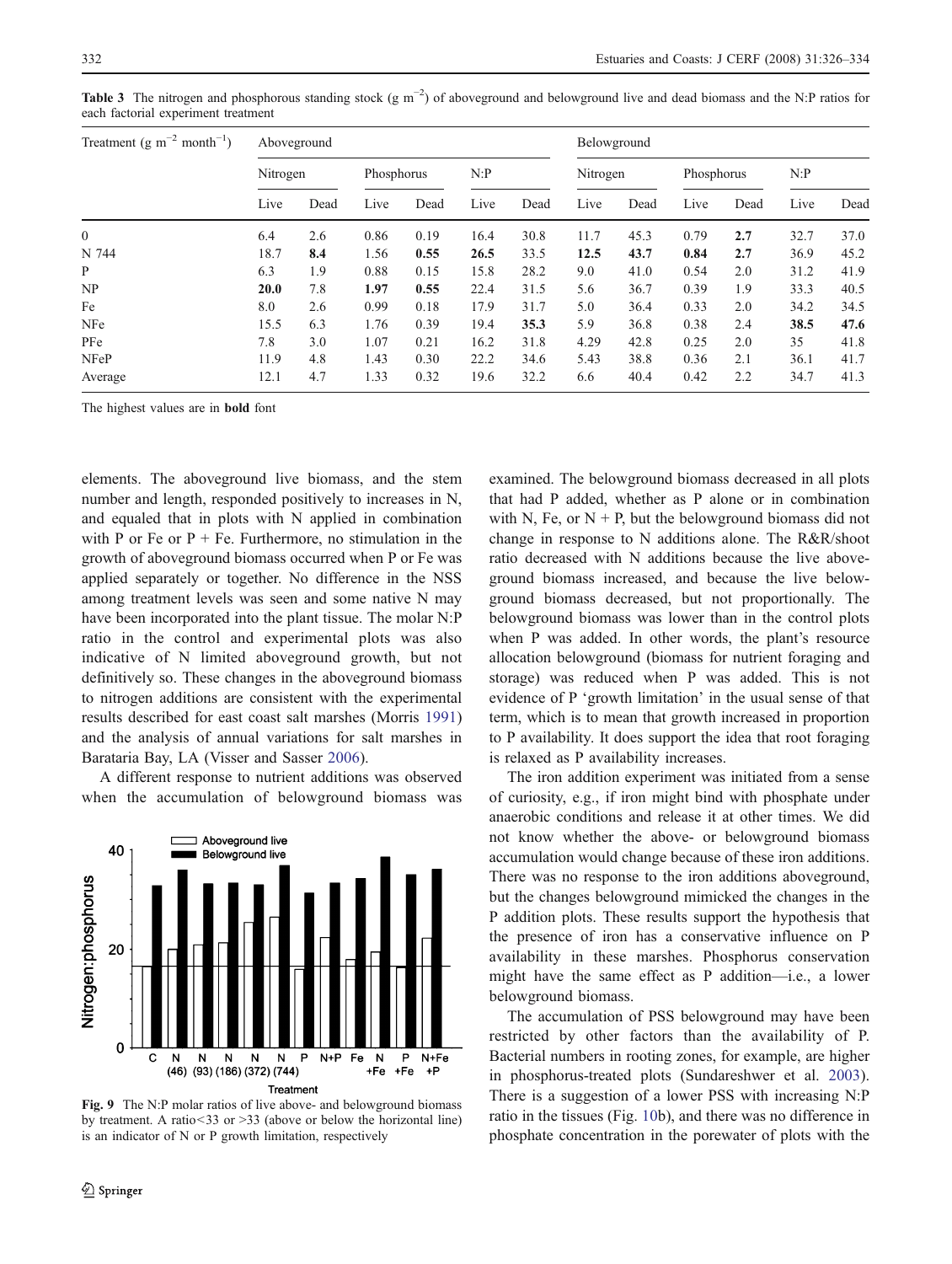**Table 3** The nitrogen and phosphorous standing stock (g $m^{-2}$) of aboveground and belowground live and dead biomass and the N:P ratios for each factorial experiment treatment

| Treatment (g $m^{-2}$ $month^{-1}$) | Aboveground | | | | | | Belowground | | | | | |
|---|---|---|---|---|---|---|---|---|---|---|---|---|
| | Nitrogen | | Phosphorus | | N:P | | Nitrogen | | Phosphorus | | N:P | |
| | Live | Dead | Live | Dead | Live | Dead | Live | Dead | Live | Dead | Live | Dead |
| 0 | 6.4 | 2.6 | 0.86 | 0.19 | 16.4 | 30.8 | 11.7 | 45.3 | 0.79 | **2.7** | 32.7 | 37.0 |
| N 744 | 18.7 | **8.4** | 1.56 | **0.55** | **26.5** | 33.5 | **12.5** | 43.7 | **0.84** | **2.7** | 36.9 | 45.2 |
| P | 6.3 | 1.9 | 0.88 | 0.15 | 15.8 | 28.2 | 9.0 | 41.0 | 0.54 | 2.0 | 31.2 | 41.9 |
| NP | **20.0** | 7.8 | **1.97** | **0.55** | 22.4 | 31.5 | 5.6 | 36.7 | 0.39 | 1.9 | 33.3 | 40.5 |
| Fe | 8.0 | 2.6 | 0.99 | 0.18 | 17.9 | 31.7 | 5.0 | 36.4 | 0.33 | 2.0 | 34.2 | 34.5 |
| NFe | 15.5 | 6.3 | 1.76 | 0.39 | 19.4 | **35.3** | 5.9 | 36.8 | 0.38 | 2.4 | **38.5** | **47.6** |
| PFe | 7.8 | 3.0 | 1.07 | 0.21 | 16.2 | 31.8 | 4.29 | 42.8 | 0.25 | 2.0 | 35 | 41.8 |
| NFeP | 11.9 | 4.8 | 1.43 | 0.30 | 22.2 | 34.6 | 5.43 | 38.8 | 0.36 | 2.1 | 36.1 | 41.7 |
| Average | 12.1 | 4.7 | 1.33 | 0.32 | 19.6 | 32.2 | 6.6 | 40.4 | 0.42 | 2.2 | 34.7 | 41.3 |

The highest values are in **bold** font

elements. The aboveground live biomass, and the stem number and length, responded positively to increases in N, and equaled that in plots with N applied in combination with P or Fe or P + Fe. Furthermore, no stimulation in the growth of aboveground biomass occurred when P or Fe was applied separately or together. No difference in the NSS among treatment levels was seen and some native N may have been incorporated into the plant tissue. The molar N:P ratio in the control and experimental plots was also indicative of N limited aboveground growth, but not definitively so. These changes in the aboveground biomass to nitrogen additions are consistent with the experimental results described for east coast salt marshes (Morris 1991) and the analysis of annual variations for salt marshes in Barataria Bay, LA (Visser and Sasser 2006).

A different response to nutrient additions was observed when the accumulation of belowground biomass was

Aboveground live
Belowground live
40
20
0
Nitrogen:phosphorus
C N (46) N (93) N (186) N (372) N (744) P N+P Fe N +Fe P +Fe N+Fe +P
Treatment

**Fig. 9** The N:P molar ratios of live above- and belowground biomass by treatment. A ratio<33 or >33 (above or below the horizontal line) is an indicator of N or P growth limitation, respectively

examined. The belowground biomass decreased in all plots that had P added, whether as P alone or in combination with N, Fe, or N + P, but the belowground biomass did not change in response to N additions alone. The R&R/shoot ratio decreased with N additions because the live aboveground biomass increased, and because the live belowground biomass decreased, but not proportionally. The belowground biomass was lower than in the control plots when P was added. In other words, the plant's resource allocation belowground (biomass for nutrient foraging and storage) was reduced when P was added. This is not evidence of P 'growth limitation' in the usual sense of that term, which is to mean that growth increased in proportion to P availability. It does support the idea that root foraging is relaxed as P availability increases.

The iron addition experiment was initiated from a sense of curiosity, e.g., if iron might bind with phosphate under anaerobic conditions and release it at other times. We did not know whether the above- or belowground biomass accumulation would change because of these iron additions. There was no response to the iron additions aboveground, but the changes belowground mimicked the changes in the P addition plots. These results support the hypothesis that the presence of iron has a conservative influence on P availability in these marshes. Phosphorus conservation might have the same effect as P addition—i.e., a lower belowground biomass.

The accumulation of PSS belowground may have been restricted by other factors than the availability of P. Bacterial numbers in rooting zones, for example, are higher in phosphorus-treated plots (Sundareshwer et al. 2003). There is a suggestion of a lower PSS with increasing N:P ratio in the tissues (Fig. 10b), and there was no difference in phosphate concentration in the porewater of plots with the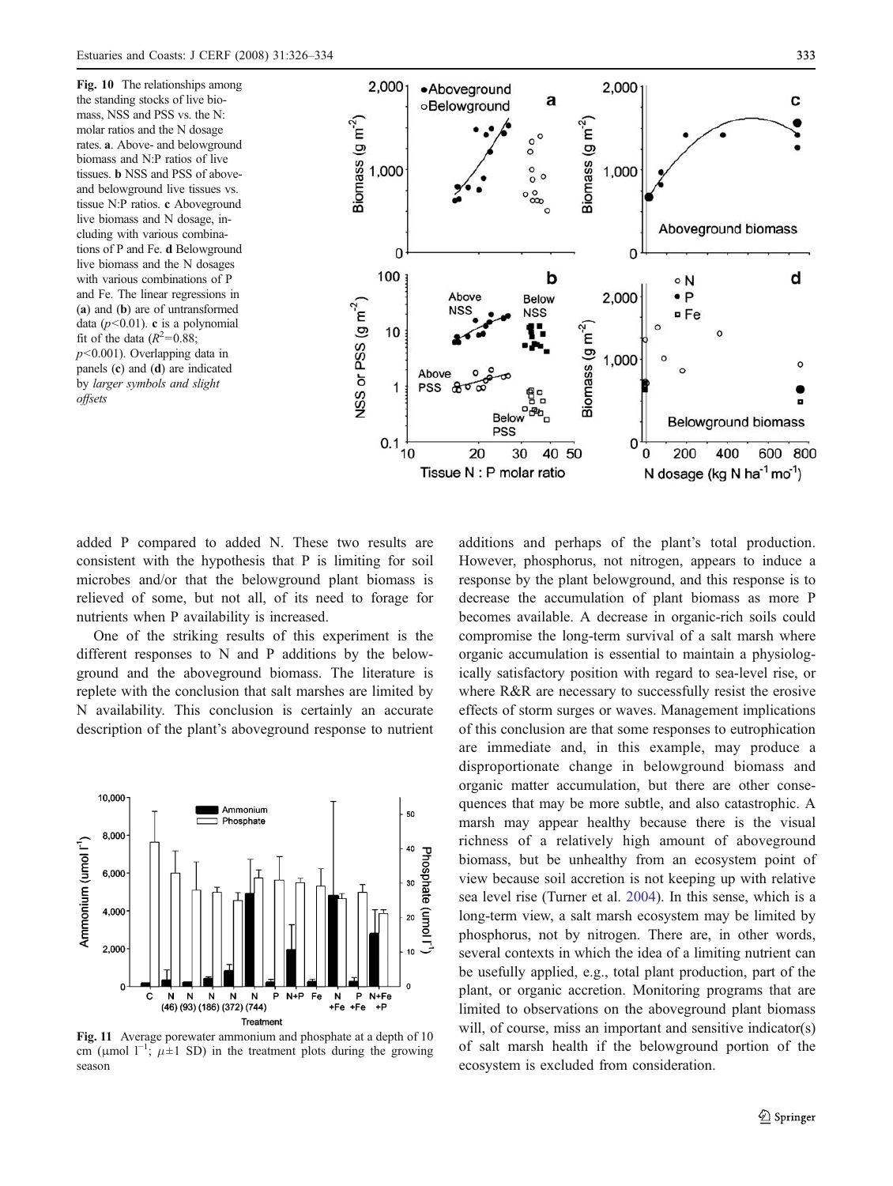Fig. 10 The relationships among the standing stocks of live biomass, NSS and PSS vs. the N:molar ratios and the N dosage rates. **a**. Above- and belowground biomass and N:P ratios of live tissues. **b** NSS and PSS of above- and belowground live tissues vs. tissue N:P ratios. **c** Aboveground live biomass and N dosage, including with various combinations of P and Fe. **d** Belowground live biomass and the N dosages with various combinations of P and Fe. The linear regressions in (**a**) and (**b**) are of untransformed data ($p<0.01$). **c** is a polynomial fit of the data ($R^2=0.88$; $p<0.001$). Overlapping data in panels (**c**) and (**d**) are indicated by *larger symbols and slight offsets*

a
•Aboveground
○Belowground
Biomass (g m$^{-2}$)
0
1,000
2,000

b
Above NSS
Below NSS
Above PSS
Below PSS
NSS or PSS (g m$^{-2}$)
0.1
1
10
100
10
20
30
40
50
Tissue N : P molar ratio

c
Biomass (g m$^{-2}$)
0
1,000
2,000
Aboveground biomass

d
○ N
• P
▫ Fe
Biomass (g m$^{-2}$)
0
1,000
2,000
Belowground biomass
0
200
400
600
800
N dosage (kg N ha$^{-1}$ mo$^{-1}$)

added P compared to added N. These two results are consistent with the hypothesis that P is limiting for soil microbes and/or that the belowground plant biomass is relieved of some, but not all, of its need to forage for nutrients when P availability is increased.

One of the striking results of this experiment is the different responses to N and P additions by the belowground and the aboveground biomass. The literature is replete with the conclusion that salt marshes are limited by N availability. This conclusion is certainly an accurate description of the plant's aboveground response to nutrient additions and perhaps of the plant's total production. However, phosphorus, not nitrogen, appears to induce a response by the plant belowground, and this response is to decrease the accumulation of plant biomass as more P becomes available. A decrease in organic-rich soils could compromise the long-term survival of a salt marsh where organic accumulation is essential to maintain a physiologically satisfactory position with regard to sea-level rise, or where R&R are necessary to successfully resist the erosive effects of storm surges or waves. Management implications of this conclusion are that some responses to eutrophication are immediate and, in this example, may produce a disproportionate change in belowground biomass and organic matter accumulation, but there are other consequences that may be more subtle, and also catastrophic. A marsh may appear healthy because there is the visual richness of a relatively high amount of aboveground biomass, but be unhealthy from an ecosystem point of view because soil accretion is not keeping up with relative sea level rise (Turner et al. 2004). In this sense, which is a long-term view, a salt marsh ecosystem may be limited by phosphorus, not by nitrogen. There are, in other words, several contexts in which the idea of a limiting nutrient can be usefully applied, e.g., total plant production, part of the plant, or organic accretion. Monitoring programs that are limited to observations on the aboveground plant biomass will, of course, miss an important and sensitive indicator(s) of salt marsh health if the belowground portion of the ecosystem is excluded from consideration.

Ammonium
Phosphate
Ammonium (umol l$^{-1}$)
0
2,000
4,000
6,000
8,000
10,000
Phosphate (umol l$^{-1}$)
0
10
20
30
40
50
C
N (46)
N (93)
N (186)
N (372)
N (744)
P
N+P
Fe
N +Fe
P +Fe
N+Fe +P
Treatment

Fig. 11 Average porewater ammonium and phosphate at a depth of 10 cm (μmol l$^{-1}$; $\mu \pm 1$ SD) in the treatment plots during the growing season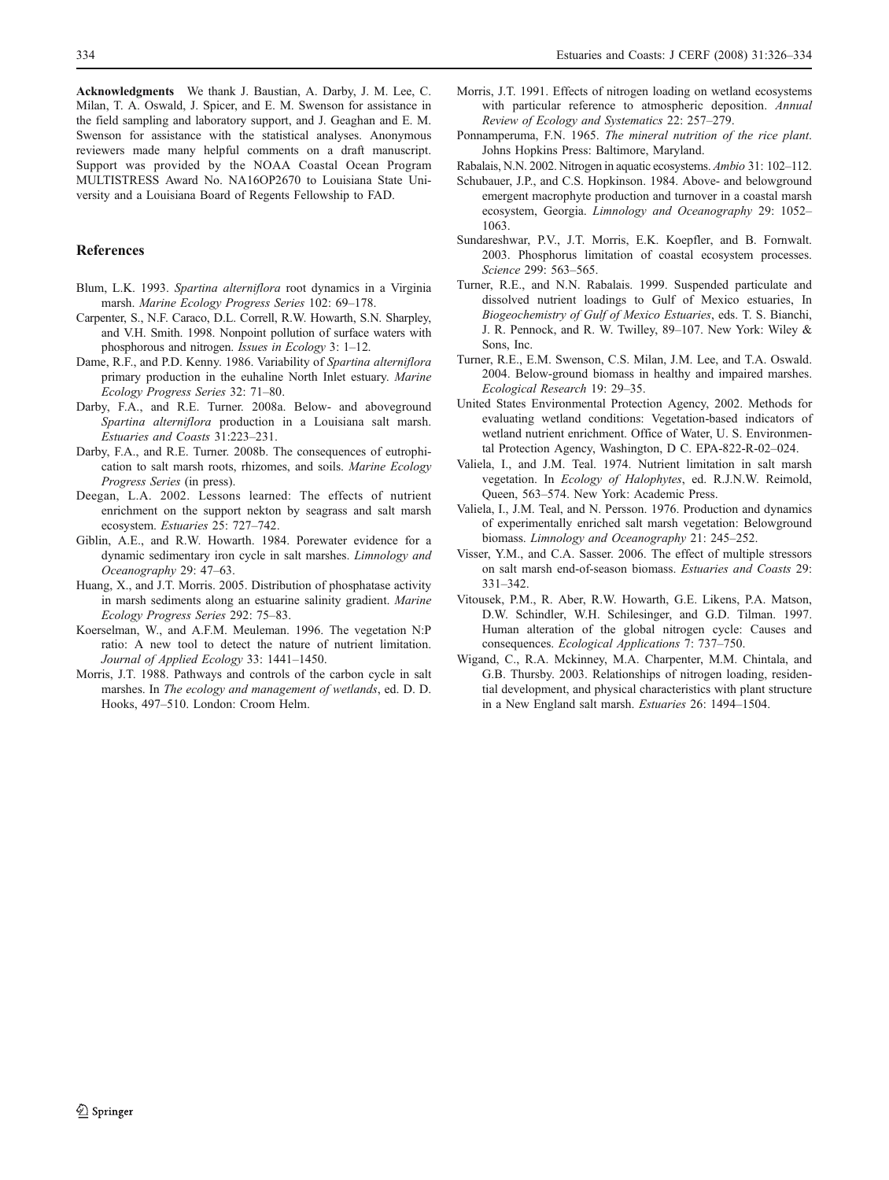**Acknowledgments** We thank J. Baustian, A. Darby, J. M. Lee, C. Milan, T. A. Oswald, J. Spicer, and E. M. Swenson for assistance in the field sampling and laboratory support, and J. Geaghan and E. M. Swenson for assistance with the statistical analyses. Anonymous reviewers made many helpful comments on a draft manuscript. Support was provided by the NOAA Coastal Ocean Program MULTISTRESS Award No. NA16OP2670 to Louisiana State University and a Louisiana Board of Regents Fellowship to FAD.

## References

Blum, L.K. 1993. *Spartina alterniflora* root dynamics in a Virginia marsh. *Marine Ecology Progress Series* 102: 69–178.

Carpenter, S., N.F. Caraco, D.L. Correll, R.W. Howarth, S.N. Sharpley, and V.H. Smith. 1998. Nonpoint pollution of surface waters with phosphorous and nitrogen. *Issues in Ecology* 3: 1–12.

Dame, R.F., and P.D. Kenny. 1986. Variability of *Spartina alterniflora* primary production in the euhaline North Inlet estuary. *Marine Ecology Progress Series* 32: 71–80.

Darby, F.A., and R.E. Turner. 2008a. Below- and aboveground *Spartina alterniflora* production in a Louisiana salt marsh. *Estuaries and Coasts* 31:223–231.

Darby, F.A., and R.E. Turner. 2008b. The consequences of eutrophication to salt marsh roots, rhizomes, and soils. *Marine Ecology Progress Series* (in press).

Deegan, L.A. 2002. Lessons learned: The effects of nutrient enrichment on the support nekton by seagrass and salt marsh ecosystem. *Estuaries* 25: 727–742.

Giblin, A.E., and R.W. Howarth. 1984. Porewater evidence for a dynamic sedimentary iron cycle in salt marshes. *Limnology and Oceanography* 29: 47–63.

Huang, X., and J.T. Morris. 2005. Distribution of phosphatase activity in marsh sediments along an estuarine salinity gradient. *Marine Ecology Progress Series* 292: 75–83.

Koerselman, W., and A.F.M. Meuleman. 1996. The vegetation N:P ratio: A new tool to detect the nature of nutrient limitation. *Journal of Applied Ecology* 33: 1441–1450.

Morris, J.T. 1988. Pathways and controls of the carbon cycle in salt marshes. In *The ecology and management of wetlands*, ed. D. D. Hooks, 497–510. London: Croom Helm.

Morris, J.T. 1991. Effects of nitrogen loading on wetland ecosystems with particular reference to atmospheric deposition. *Annual Review of Ecology and Systematics* 22: 257–279.

Ponnamperuma, F.N. 1965. *The mineral nutrition of the rice plant*. Johns Hopkins Press: Baltimore, Maryland.

Rabalais, N.N. 2002. Nitrogen in aquatic ecosystems. *Ambio* 31: 102–112.

Schubauer, J.P., and C.S. Hopkinson. 1984. Above- and belowground emergent macrophyte production and turnover in a coastal marsh ecosystem, Georgia. *Limnology and Oceanography* 29: 1052–1063.

Sundareshwar, P.V., J.T. Morris, E.K. Koepfler, and B. Fornwalt. 2003. Phosphorus limitation of coastal ecosystem processes. *Science* 299: 563–565.

Turner, R.E., and N.N. Rabalais. 1999. Suspended particulate and dissolved nutrient loadings to Gulf of Mexico estuaries, In *Biogeochemistry of Gulf of Mexico Estuaries*, eds. T. S. Bianchi, J. R. Pennock, and R. W. Twilley, 89–107. New York: Wiley & Sons, Inc.

Turner, R.E., E.M. Swenson, C.S. Milan, J.M. Lee, and T.A. Oswald. 2004. Below-ground biomass in healthy and impaired marshes. *Ecological Research* 19: 29–35.

United States Environmental Protection Agency, 2002. Methods for evaluating wetland conditions: Vegetation-based indicators of wetland nutrient enrichment. Office of Water, U. S. Environmental Protection Agency, Washington, D C. EPA-822-R-02–024.

Valiela, I., and J.M. Teal. 1974. Nutrient limitation in salt marsh vegetation. In *Ecology of Halophytes*, ed. R.J.N.W. Reimold, Queen, 563–574. New York: Academic Press.

Valiela, I., J.M. Teal, and N. Persson. 1976. Production and dynamics of experimentally enriched salt marsh vegetation: Belowground biomass. *Limnology and Oceanography* 21: 245–252.

Visser, Y.M., and C.A. Sasser. 2006. The effect of multiple stressors on salt marsh end-of-season biomass. *Estuaries and Coasts* 29: 331–342.

Vitousek, P.M., R. Aber, R.W. Howarth, G.E. Likens, P.A. Matson, D.W. Schindler, W.H. Schilesinger, and G.D. Tilman. 1997. Human alteration of the global nitrogen cycle: Causes and consequences. *Ecological Applications* 7: 737–750.

Wigand, C., R.A. Mckinney, M.A. Charpenter, M.M. Chintala, and G.B. Thursby. 2003. Relationships of nitrogen loading, residential development, and physical characteristics with plant structure in a New England salt marsh. *Estuaries* 26: 1494–1504.